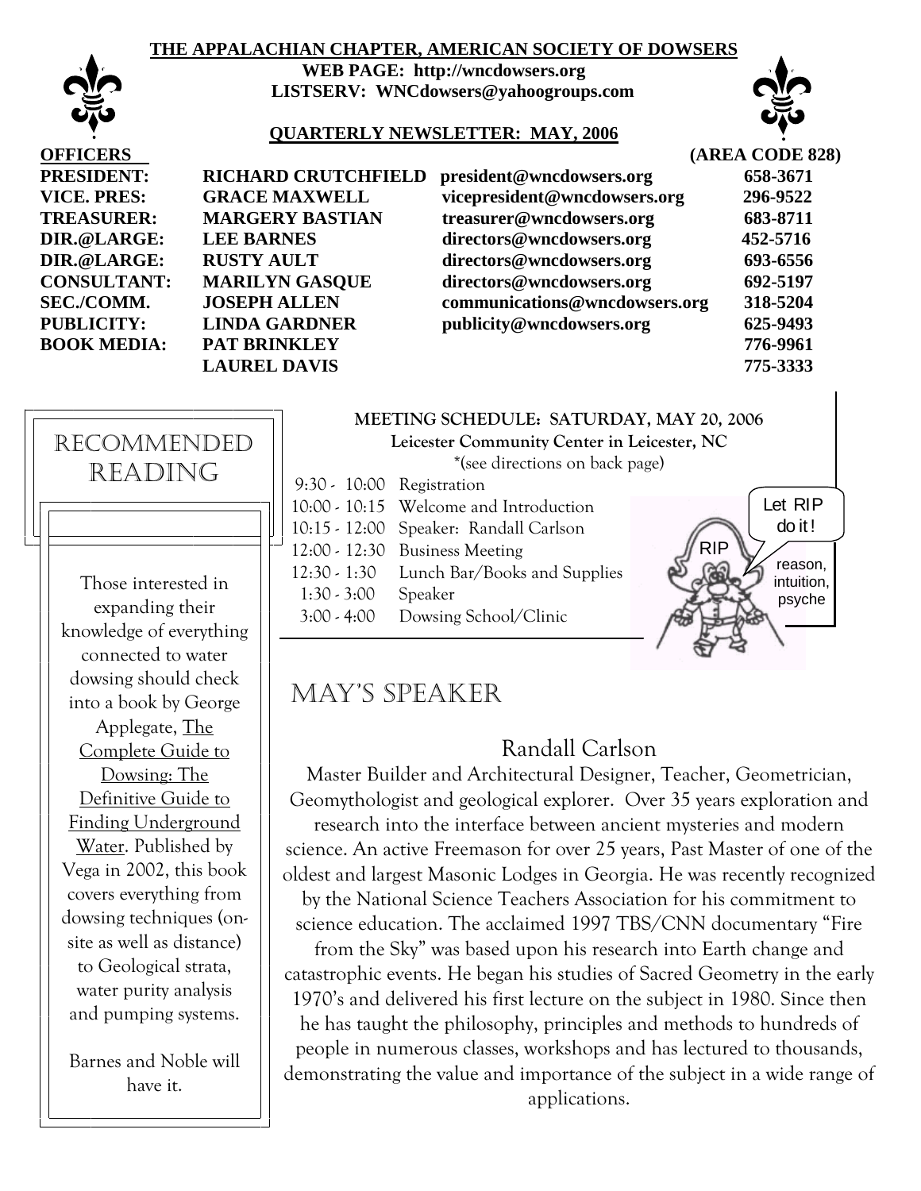# THE APPALACHIAN CHAPTER, AMERICAN SOCIETY OF DOWSERS

**WEB PAGE: http://wncdowsers.org**
**LISTSERV: WNCdowsers@yahoogroups.com**

**QUARTERLY NEWSLETTER: MAY, 2006**

| OFFICERS | | | (AREA CODE 828) |
|---|---|---|---|
| PRESIDENT: | RICHARD CRUTCHFIELD | president@wncdowsers.org | 658-3671 |
| VICE. PRES: | GRACE MAXWELL | vicepresident@wncdowsers.org | 296-9522 |
| TREASURER: | MARGERY BASTIAN | treasurer@wncdowsers.org | 683-8711 |
| DIR.@LARGE: | LEE BARNES | directors@wncdowsers.org | 452-5716 |
| DIR.@LARGE: | RUSTY AULT | directors@wncdowsers.org | 693-6556 |
| CONSULTANT: | MARILYN GASQUE | directors@wncdowsers.org | 692-5197 |
| SEC./COMM. | JOSEPH ALLEN | communications@wncdowsers.org | 318-5204 |
| PUBLICITY: | LINDA GARDNER | publicity@wncdowsers.org | 625-9493 |
| BOOK MEDIA: | PAT BRINKLEY | | 776-9961 |
| | LAUREL DAVIS | | 775-3333 |

## RECOMMENDED READING

Those interested in expanding their knowledge of everything connected to water dowsing should check into a book by George Applegate, The Complete Guide to Dowsing: The Definitive Guide to Finding Underground Water. Published by Vega in 2002, this book covers everything from dowsing techniques (on-site as well as distance) to Geological strata, water purity analysis and pumping systems.

Barnes and Noble will have it.

**MEETING SCHEDULE: SATURDAY, MAY 20, 2006**
**Leicester Community Center in Leicester, NC**
*(see directions on back page)

| | |
|---|---|
| 9:30 - 10:00 | Registration |
| 10:00 - 10:15 | Welcome and Introduction |
| 10:15 - 12:00 | Speaker: Randall Carlson |
| 12:00 - 12:30 | Business Meeting |
| 12:30 - 1:30 | Lunch Bar/Books and Supplies |
| 1:30 - 3:00 | Speaker |
| 3:00 - 4:00 | Dowsing School/Clinic |

## MAY'S SPEAKER

### Randall Carlson

Master Builder and Architectural Designer, Teacher, Geometrician, Geomythologist and geological explorer. Over 35 years exploration and research into the interface between ancient mysteries and modern science. An active Freemason for over 25 years, Past Master of one of the oldest and largest Masonic Lodges in Georgia. He was recently recognized by the National Science Teachers Association for his commitment to science education. The acclaimed 1997 TBS/CNN documentary "Fire from the Sky" was based upon his research into Earth change and catastrophic events. He began his studies of Sacred Geometry in the early 1970's and delivered his first lecture on the subject in 1980. Since then he has taught the philosophy, principles and methods to hundreds of people in numerous classes, workshops and has lectured to thousands, demonstrating the value and importance of the subject in a wide range of applications.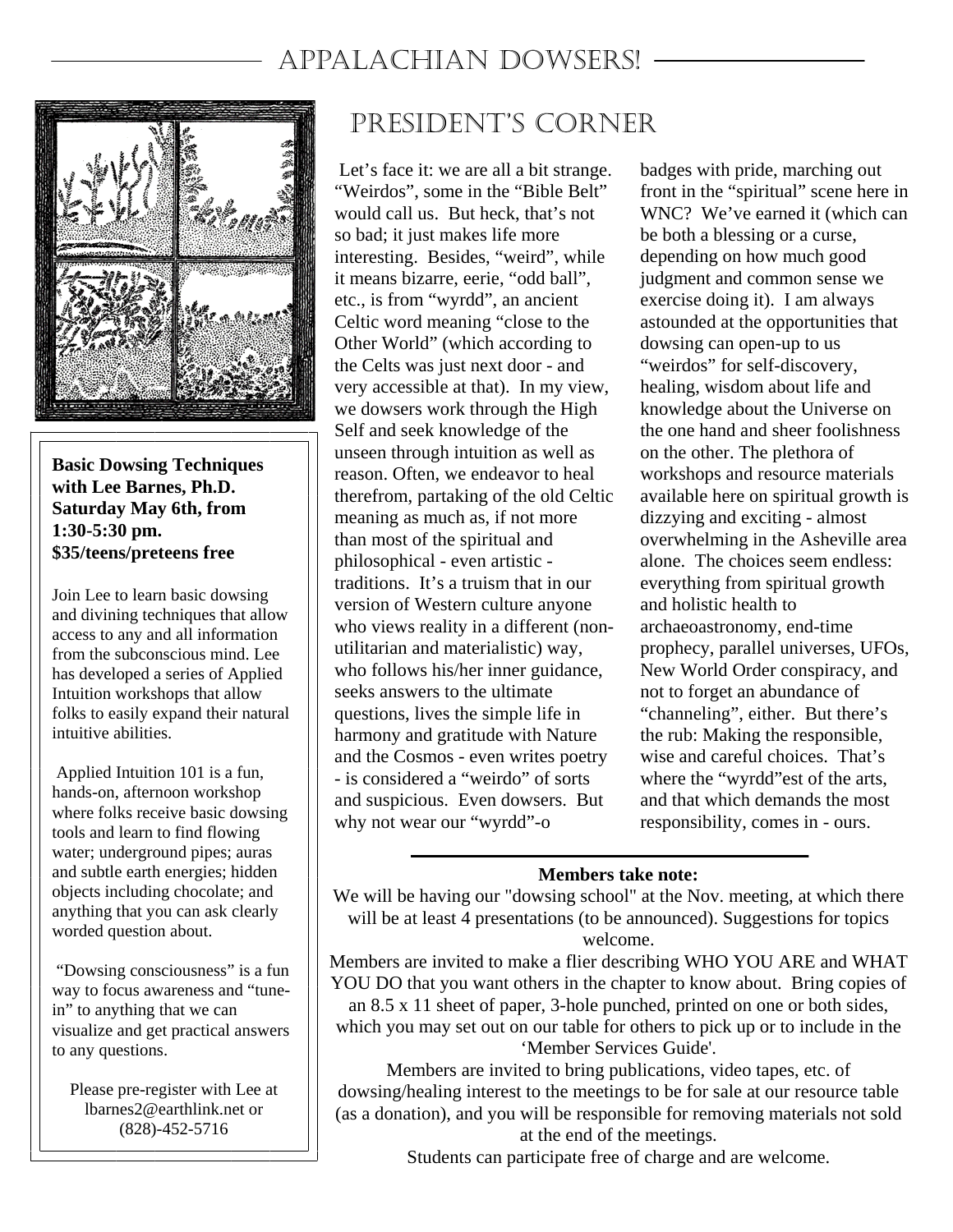# Appalachian Dowsers!

## President's Corner

Let's face it: we are all a bit strange. "Weirdos", some in the "Bible Belt" would call us. But heck, that's not so bad; it just makes life more interesting. Besides, "weird", while it means bizarre, eerie, "odd ball", etc., is from "wyrdd", an ancient Celtic word meaning "close to the Other World" (which according to the Celts was just next door - and very accessible at that). In my view, we dowsers work through the High Self and seek knowledge of the unseen through intuition as well as reason. Often, we endeavor to heal therefrom, partaking of the old Celtic meaning as much as, if not more than most of the spiritual and philosophical - even artistic - traditions. It's a truism that in our version of Western culture anyone who views reality in a different (non-utilitarian and materialistic) way, who follows his/her inner guidance, seeks answers to the ultimate questions, lives the simple life in harmony and gratitude with Nature and the Cosmos - even writes poetry - is considered a "weirdo" of sorts and suspicious. Even dowsers. But why not wear our "wyrdd"-o badges with pride, marching out front in the "spiritual" scene here in WNC? We've earned it (which can be both a blessing or a curse, depending on how much good judgment and common sense we exercise doing it). I am always astounded at the opportunities that dowsing can open-up to us "weirdos" for self-discovery, healing, wisdom about life and knowledge about the Universe on the one hand and sheer foolishness on the other. The plethora of workshops and resource materials available here on spiritual growth is dizzying and exciting - almost overwhelming in the Asheville area alone. The choices seem endless: everything from spiritual growth and holistic health to archaeoastronomy, end-time prophecy, parallel universes, UFOs, New World Order conspiracy, and not to forget an abundance of "channeling", either. But there's the rub: Making the responsible, wise and careful choices. That's where the "wyrdd"est of the arts, and that which demands the most responsibility, comes in - ours.

**Basic Dowsing Techniques with Lee Barnes, Ph.D. Saturday May 6th, from 1:30-5:30 pm. $35/teens/preteens free**

Join Lee to learn basic dowsing and divining techniques that allow access to any and all information from the subconscious mind. Lee has developed a series of Applied Intuition workshops that allow folks to easily expand their natural intuitive abilities.

Applied Intuition 101 is a fun, hands-on, afternoon workshop where folks receive basic dowsing tools and learn to find flowing water; underground pipes; auras and subtle earth energies; hidden objects including chocolate; and anything that you can ask clearly worded question about.

"Dowsing consciousness" is a fun way to focus awareness and "tune-in" to anything that we can visualize and get practical answers to any questions.

Please pre-register with Lee at lbarnes2@earthlink.net or (828)-452-5716

**Members take note:**

We will be having our "dowsing school" at the Nov. meeting, at which there will be at least 4 presentations (to be announced). Suggestions for topics welcome.

Members are invited to make a flier describing WHO YOU ARE and WHAT YOU DO that you want others in the chapter to know about. Bring copies of an 8.5 x 11 sheet of paper, 3-hole punched, printed on one or both sides, which you may set out on our table for others to pick up or to include in the 'Member Services Guide'.

Members are invited to bring publications, video tapes, etc. of dowsing/healing interest to the meetings to be for sale at our resource table (as a donation), and you will be responsible for removing materials not sold at the end of the meetings.

Students can participate free of charge and are welcome.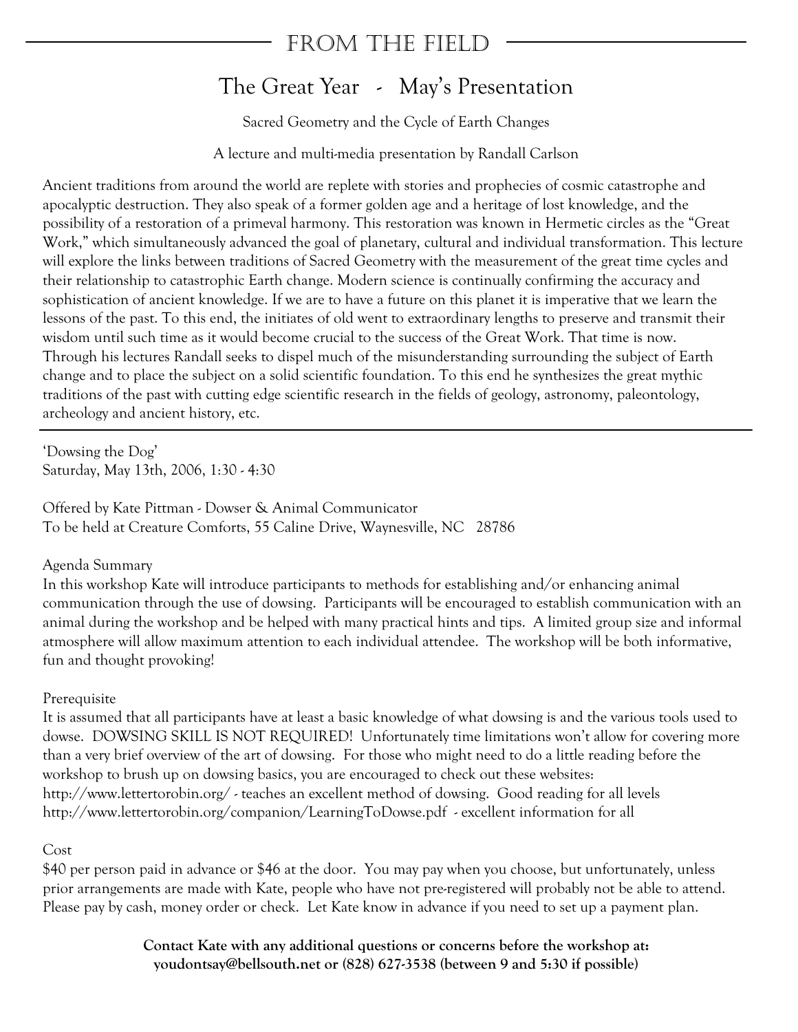## From the Field

# The Great Year - May's Presentation

Sacred Geometry and the Cycle of Earth Changes

A lecture and multi-media presentation by Randall Carlson

Ancient traditions from around the world are replete with stories and prophecies of cosmic catastrophe and apocalyptic destruction. They also speak of a former golden age and a heritage of lost knowledge, and the possibility of a restoration of a primeval harmony. This restoration was known in Hermetic circles as the "Great Work," which simultaneously advanced the goal of planetary, cultural and individual transformation. This lecture will explore the links between traditions of Sacred Geometry with the measurement of the great time cycles and their relationship to catastrophic Earth change. Modern science is continually confirming the accuracy and sophistication of ancient knowledge. If we are to have a future on this planet it is imperative that we learn the lessons of the past. To this end, the initiates of old went to extraordinary lengths to preserve and transmit their wisdom until such time as it would become crucial to the success of the Great Work. That time is now. Through his lectures Randall seeks to dispel much of the misunderstanding surrounding the subject of Earth change and to place the subject on a solid scientific foundation. To this end he synthesizes the great mythic traditions of the past with cutting edge scientific research in the fields of geology, astronomy, paleontology, archeology and ancient history, etc.

---

'Dowsing the Dog'
Saturday, May 13th, 2006, 1:30 - 4:30

Offered by Kate Pittman - Dowser & Animal Communicator
To be held at Creature Comforts, 55 Caline Drive, Waynesville, NC 28786

Agenda Summary
In this workshop Kate will introduce participants to methods for establishing and/or enhancing animal communication through the use of dowsing. Participants will be encouraged to establish communication with an animal during the workshop and be helped with many practical hints and tips. A limited group size and informal atmosphere will allow maximum attention to each individual attendee. The workshop will be both informative, fun and thought provoking!

Prerequisite
It is assumed that all participants have at least a basic knowledge of what dowsing is and the various tools used to dowse. DOWSING SKILL IS NOT REQUIRED! Unfortunately time limitations won't allow for covering more than a very brief overview of the art of dowsing. For those who might need to do a little reading before the workshop to brush up on dowsing basics, you are encouraged to check out these websites:
http://www.lettertorobin.org/ - teaches an excellent method of dowsing. Good reading for all levels
http://www.lettertorobin.org/companion/LearningToDowse.pdf - excellent information for all

Cost
$40 per person paid in advance or $46 at the door. You may pay when you choose, but unfortunately, unless prior arrangements are made with Kate, people who have not pre-registered will probably not be able to attend. Please pay by cash, money order or check. Let Kate know in advance if you need to set up a payment plan.

**Contact Kate with any additional questions or concerns before the workshop at: youdontsay@bellsouth.net or (828) 627-3538 (between 9 and 5:30 if possible)**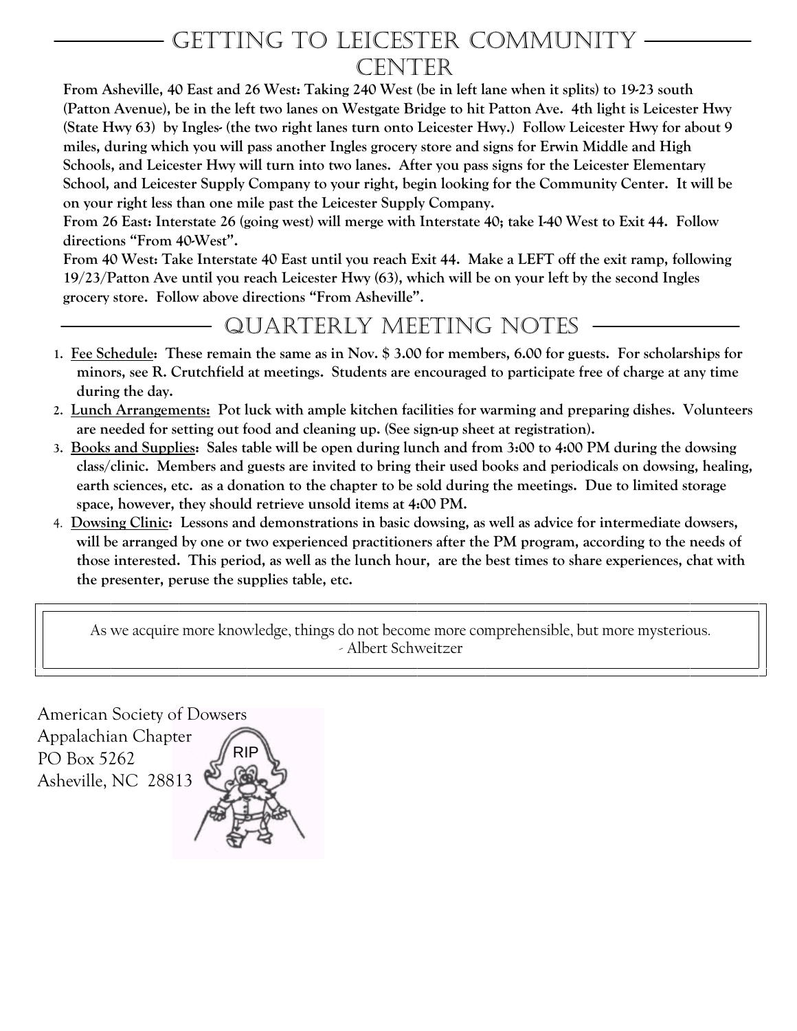## Getting to Leicester Community Center

**From Asheville, 40 East and 26 West: Taking 240 West (be in left lane when it splits) to 19-23 south (Patton Avenue), be in the left two lanes on Westgate Bridge to hit Patton Ave. 4th light is Leicester Hwy (State Hwy 63) by Ingles- (the two right lanes turn onto Leicester Hwy.) Follow Leicester Hwy for about 9 miles, during which you will pass another Ingles grocery store and signs for Erwin Middle and High Schools, and Leicester Hwy will turn into two lanes. After you pass signs for the Leicester Elementary School, and Leicester Supply Company to your right, begin looking for the Community Center. It will be on your right less than one mile past the Leicester Supply Company.**

**From 26 East: Interstate 26 (going west) will merge with Interstate 40; take I-40 West to Exit 44. Follow directions "From 40-West".**

**From 40 West: Take Interstate 40 East until you reach Exit 44. Make a LEFT off the exit ramp, following 19/23/Patton Ave until you reach Leicester Hwy (63), which will be on your left by the second Ingles grocery store. Follow above directions "From Asheville".**

## Quarterly Meeting Notes

1. **Fee Schedule: These remain the same as in Nov. $ 3.00 for members, 6.00 for guests. For scholarships for minors, see R. Crutchfield at meetings. Students are encouraged to participate free of charge at any time during the day.**
2. **Lunch Arrangements: Pot luck with ample kitchen facilities for warming and preparing dishes. Volunteers are needed for setting out food and cleaning up. (See sign-up sheet at registration).**
3. **Books and Supplies: Sales table will be open during lunch and from 3:00 to 4:00 PM during the dowsing class/clinic. Members and guests are invited to bring their used books and periodicals on dowsing, healing, earth sciences, etc. as a donation to the chapter to be sold during the meetings. Due to limited storage space, however, they should retrieve unsold items at 4:00 PM.**
4. **Dowsing Clinic: Lessons and demonstrations in basic dowsing, as well as advice for intermediate dowsers, will be arranged by one or two experienced practitioners after the PM program, according to the needs of those interested. This period, as well as the lunch hour, are the best times to share experiences, chat with the presenter, peruse the supplies table, etc.**

As we acquire more knowledge, things do not become more comprehensible, but more mysterious.
- Albert Schweitzer

American Society of Dowsers
Appalachian Chapter
PO Box 5262
Asheville, NC 28813

RIP